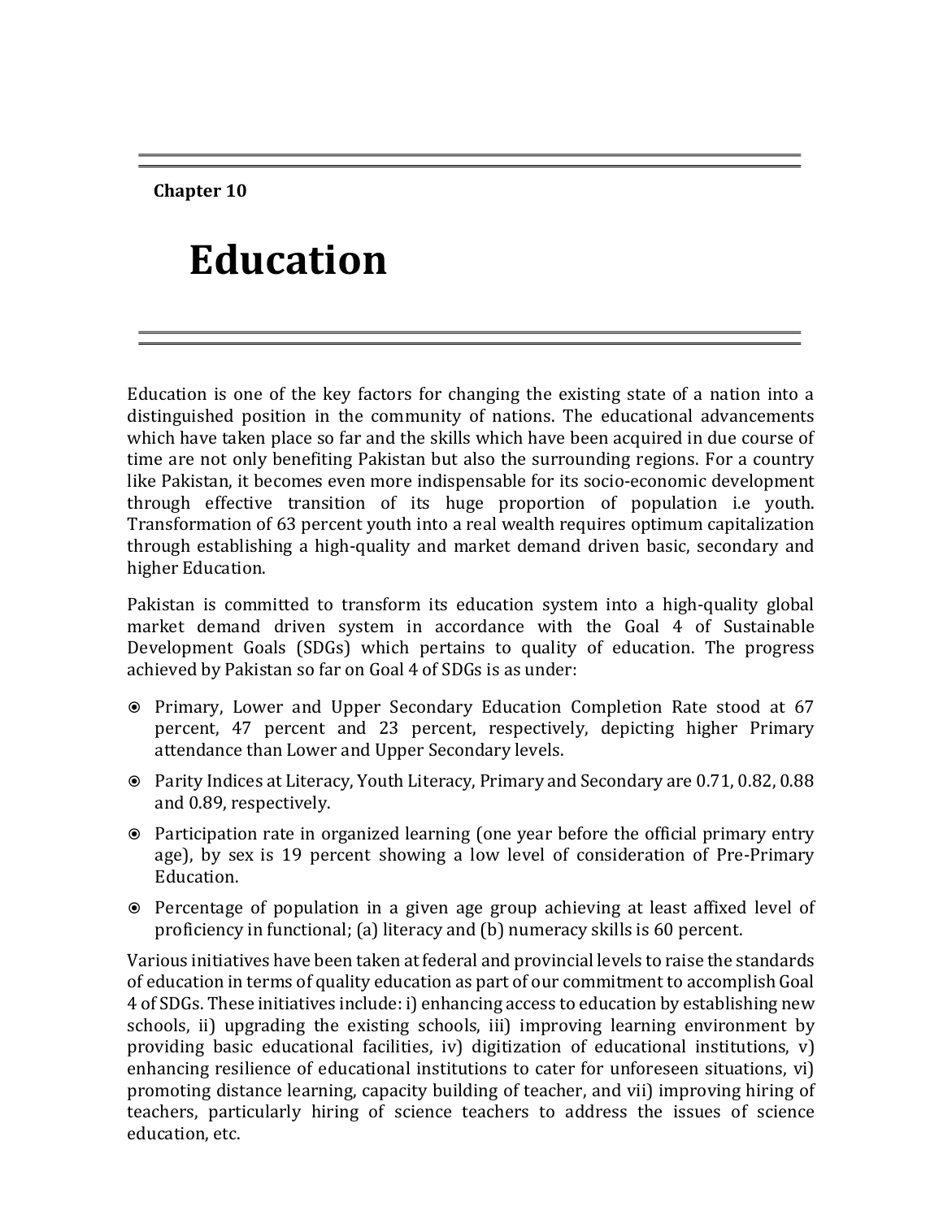**Chapter 10**

# Education

Education is one of the key factors for changing the existing state of a nation into a distinguished position in the community of nations. The educational advancements which have taken place so far and the skills which have been acquired in due course of time are not only benefiting Pakistan but also the surrounding regions. For a country like Pakistan, it becomes even more indispensable for its socio-economic development through effective transition of its huge proportion of population i.e youth. Transformation of 63 percent youth into a real wealth requires optimum capitalization through establishing a high-quality and market demand driven basic, secondary and higher Education.

Pakistan is committed to transform its education system into a high-quality global market demand driven system in accordance with the Goal 4 of Sustainable Development Goals (SDGs) which pertains to quality of education. The progress achieved by Pakistan so far on Goal 4 of SDGs is as under:

- Primary, Lower and Upper Secondary Education Completion Rate stood at 67 percent, 47 percent and 23 percent, respectively, depicting higher Primary attendance than Lower and Upper Secondary levels.
- Parity Indices at Literacy, Youth Literacy, Primary and Secondary are 0.71, 0.82, 0.88 and 0.89, respectively.
- Participation rate in organized learning (one year before the official primary entry age), by sex is 19 percent showing a low level of consideration of Pre-Primary Education.
- Percentage of population in a given age group achieving at least affixed level of proficiency in functional; (a) literacy and (b) numeracy skills is 60 percent.

Various initiatives have been taken at federal and provincial levels to raise the standards of education in terms of quality education as part of our commitment to accomplish Goal 4 of SDGs. These initiatives include: i) enhancing access to education by establishing new schools, ii) upgrading the existing schools, iii) improving learning environment by providing basic educational facilities, iv) digitization of educational institutions, v) enhancing resilience of educational institutions to cater for unforeseen situations, vi) promoting distance learning, capacity building of teacher, and vii) improving hiring of teachers, particularly hiring of science teachers to address the issues of science education, etc.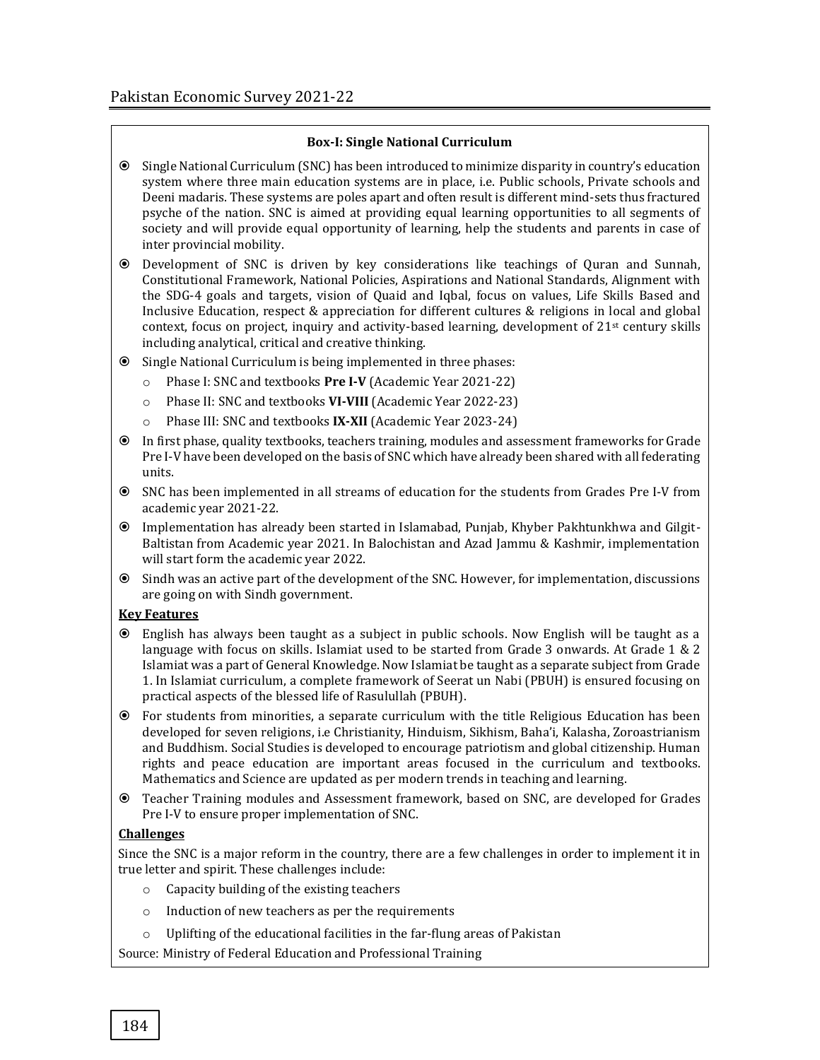**Box-I: Single National Curriculum**

- Single National Curriculum (SNC) has been introduced to minimize disparity in country's education system where three main education systems are in place, i.e. Public schools, Private schools and Deeni madaris. These systems are poles apart and often result is different mind-sets thus fractured psyche of the nation. SNC is aimed at providing equal learning opportunities to all segments of society and will provide equal opportunity of learning, help the students and parents in case of inter provincial mobility.
- Development of SNC is driven by key considerations like teachings of Quran and Sunnah, Constitutional Framework, National Policies, Aspirations and National Standards, Alignment with the SDG-4 goals and targets, vision of Quaid and Iqbal, focus on values, Life Skills Based and Inclusive Education, respect & appreciation for different cultures & religions in local and global context, focus on project, inquiry and activity-based learning, development of 21st century skills including analytical, critical and creative thinking.
- Single National Curriculum is being implemented in three phases:
  - Phase I: SNC and textbooks **Pre I-V** (Academic Year 2021-22)
  - Phase II: SNC and textbooks **VI-VIII** (Academic Year 2022-23)
  - Phase III: SNC and textbooks **IX-XII** (Academic Year 2023-24)
- In first phase, quality textbooks, teachers training, modules and assessment frameworks for Grade Pre I-V have been developed on the basis of SNC which have already been shared with all federating units.
- SNC has been implemented in all streams of education for the students from Grades Pre I-V from academic year 2021-22.
- Implementation has already been started in Islamabad, Punjab, Khyber Pakhtunkhwa and Gilgit-Baltistan from Academic year 2021. In Balochistan and Azad Jammu & Kashmir, implementation will start form the academic year 2022.
- Sindh was an active part of the development of the SNC. However, for implementation, discussions are going on with Sindh government.

**Key Features**

- English has always been taught as a subject in public schools. Now English will be taught as a language with focus on skills. Islamiat used to be started from Grade 3 onwards. At Grade 1 & 2 Islamiat was a part of General Knowledge. Now Islamiat be taught as a separate subject from Grade 1. In Islamiat curriculum, a complete framework of Seerat un Nabi (PBUH) is ensured focusing on practical aspects of the blessed life of Rasulullah (PBUH).
- For students from minorities, a separate curriculum with the title Religious Education has been developed for seven religions, i.e Christianity, Hinduism, Sikhism, Baha'i, Kalasha, Zoroastrianism and Buddhism. Social Studies is developed to encourage patriotism and global citizenship. Human rights and peace education are important areas focused in the curriculum and textbooks. Mathematics and Science are updated as per modern trends in teaching and learning.
- Teacher Training modules and Assessment framework, based on SNC, are developed for Grades Pre I-V to ensure proper implementation of SNC.

**Challenges**

Since the SNC is a major reform in the country, there are a few challenges in order to implement it in true letter and spirit. These challenges include:

- Capacity building of the existing teachers
- Induction of new teachers as per the requirements
- Uplifting of the educational facilities in the far-flung areas of Pakistan

Source: Ministry of Federal Education and Professional Training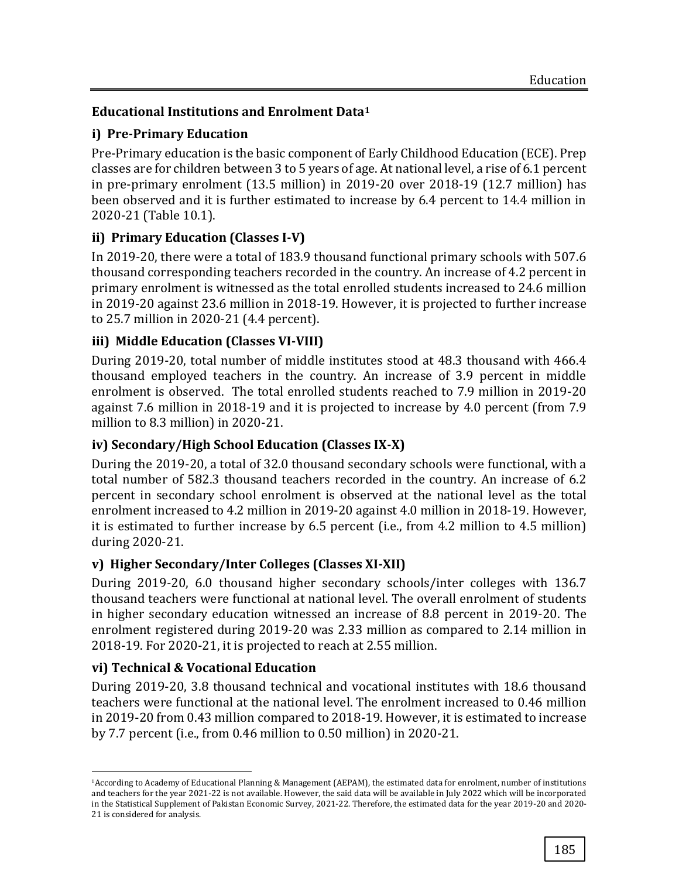## Educational Institutions and Enrolment Data[1]

### i) Pre-Primary Education

Pre-Primary education is the basic component of Early Childhood Education (ECE). Prep classes are for children between 3 to 5 years of age. At national level, a rise of 6.1 percent in pre-primary enrolment (13.5 million) in 2019-20 over 2018-19 (12.7 million) has been observed and it is further estimated to increase by 6.4 percent to 14.4 million in 2020-21 (Table 10.1).

### ii) Primary Education (Classes I-V)

In 2019-20, there were a total of 183.9 thousand functional primary schools with 507.6 thousand corresponding teachers recorded in the country. An increase of 4.2 percent in primary enrolment is witnessed as the total enrolled students increased to 24.6 million in 2019-20 against 23.6 million in 2018-19. However, it is projected to further increase to 25.7 million in 2020-21 (4.4 percent).

### iii) Middle Education (Classes VI-VIII)

During 2019-20, total number of middle institutes stood at 48.3 thousand with 466.4 thousand employed teachers in the country. An increase of 3.9 percent in middle enrolment is observed. The total enrolled students reached to 7.9 million in 2019-20 against 7.6 million in 2018-19 and it is projected to increase by 4.0 percent (from 7.9 million to 8.3 million) in 2020-21.

### iv) Secondary/High School Education (Classes IX-X)

During the 2019-20, a total of 32.0 thousand secondary schools were functional, with a total number of 582.3 thousand teachers recorded in the country. An increase of 6.2 percent in secondary school enrolment is observed at the national level as the total enrolment increased to 4.2 million in 2019-20 against 4.0 million in 2018-19. However, it is estimated to further increase by 6.5 percent (i.e., from 4.2 million to 4.5 million) during 2020-21.

### v) Higher Secondary/Inter Colleges (Classes XI-XII)

During 2019-20, 6.0 thousand higher secondary schools/inter colleges with 136.7 thousand teachers were functional at national level. The overall enrolment of students in higher secondary education witnessed an increase of 8.8 percent in 2019-20. The enrolment registered during 2019-20 was 2.33 million as compared to 2.14 million in 2018-19. For 2020-21, it is projected to reach at 2.55 million.

### vi) Technical & Vocational Education

During 2019-20, 3.8 thousand technical and vocational institutes with 18.6 thousand teachers were functional at the national level. The enrolment increased to 0.46 million in 2019-20 from 0.43 million compared to 2018-19. However, it is estimated to increase by 7.7 percent (i.e., from 0.46 million to 0.50 million) in 2020-21.

---

[1] According to Academy of Educational Planning & Management (AEPAM), the estimated data for enrolment, number of institutions and teachers for the year 2021-22 is not available. However, the said data will be available in July 2022 which will be incorporated in the Statistical Supplement of Pakistan Economic Survey, 2021-22. Therefore, the estimated data for the year 2019-20 and 2020-21 is considered for analysis.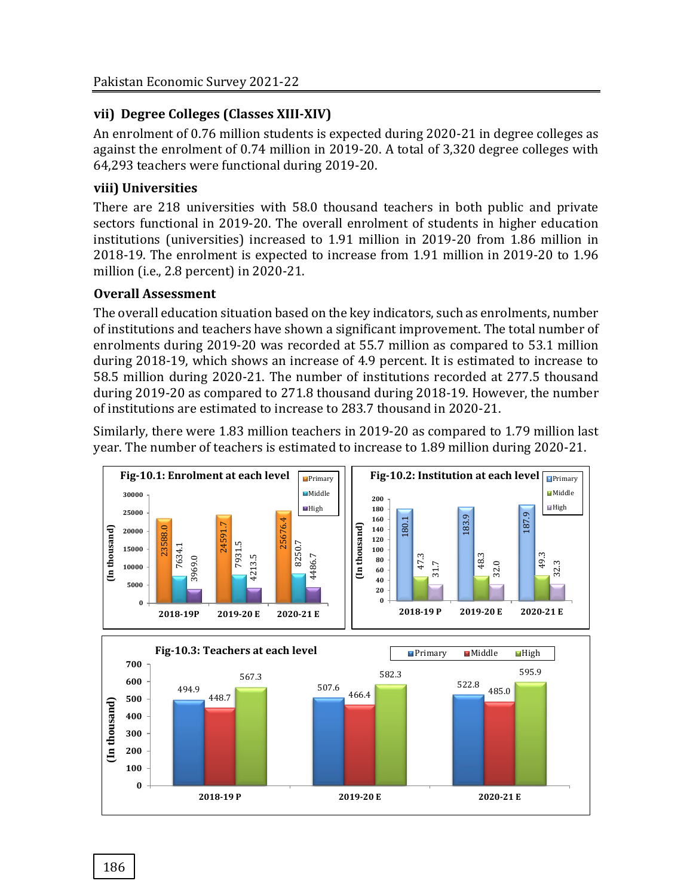### vii) Degree Colleges (Classes XIII-XIV)

An enrolment of 0.76 million students is expected during 2020-21 in degree colleges as against the enrolment of 0.74 million in 2019-20. A total of 3,320 degree colleges with 64,293 teachers were functional during 2019-20.

### viii) Universities

There are 218 universities with 58.0 thousand teachers in both public and private sectors functional in 2019-20. The overall enrolment of students in higher education institutions (universities) increased to 1.91 million in 2019-20 from 1.86 million in 2018-19. The enrolment is expected to increase from 1.91 million in 2019-20 to 1.96 million (i.e., 2.8 percent) in 2020-21.

### Overall Assessment

The overall education situation based on the key indicators, such as enrolments, number of institutions and teachers have shown a significant improvement. The total number of enrolments during 2019-20 was recorded at 55.7 million as compared to 53.1 million during 2018-19, which shows an increase of 4.9 percent. It is estimated to increase to 58.5 million during 2020-21. The number of institutions recorded at 277.5 thousand during 2019-20 as compared to 271.8 thousand during 2018-19. However, the number of institutions are estimated to increase to 283.7 thousand in 2020-21.

Similarly, there were 1.83 million teachers in 2019-20 as compared to 1.79 million last year. The number of teachers is estimated to increase to 1.89 million during 2020-21.

**Fig-10.1: Enrolment at each level** (In thousand)

| | Primary | Middle | High |
|---|---|---|---|
| 2018-19P | 23588.0 | 7634.1 | 3969.0 |
| 2019-20 E | 24591.7 | 7931.5 | 4213.5 |
| 2020-21 E | 25676.4 | 8250.7 | 4486.7 |

**Fig-10.2: Institution at each level** (In thousand)

| | Primary | Middle | High |
|---|---|---|---|
| 2018-19 P | 180.1 | 47.3 | 31.7 |
| 2019-20 E | 183.9 | 48.3 | 32.0 |
| 2020-21 E | 187.9 | 49.3 | 32.3 |

**Fig-10.3: Teachers at each level** (In thousand)

| | Primary | Middle | High |
|---|---|---|---|
| 2018-19 P | 494.9 | 448.7 | 567.3 |
| 2019-20 E | 507.6 | 466.4 | 582.3 |
| 2020-21 E | 522.8 | 485.0 | 595.9 |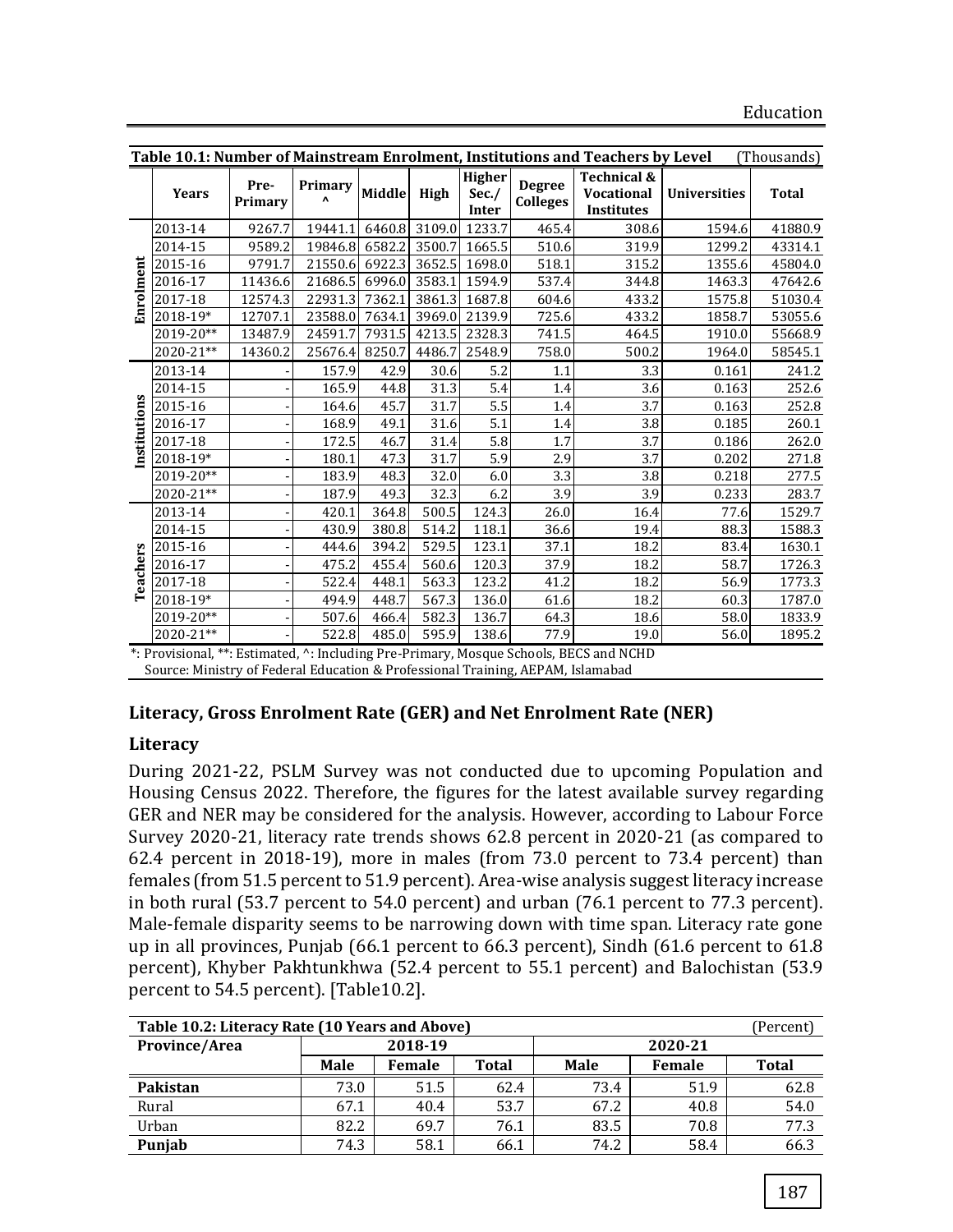**Table 10.1: Number of Mainstream Enrolment, Institutions and Teachers by Level** (Thousands)

| | Years | Pre-Primary | Primary ^ | Middle | High | Higher Sec./ Inter | Degree Colleges | Technical & Vocational Institutes | Universities | Total |
|---|---|---|---|---|---|---|---|---|---|---|
| Enrolment | 2013-14 | 9267.7 | 19441.1 | 6460.8 | 3109.0 | 1233.7 | 465.4 | 308.6 | 1594.6 | 41880.9 |
| | 2014-15 | 9589.2 | 19846.8 | 6582.2 | 3500.7 | 1665.5 | 510.6 | 319.9 | 1299.2 | 43314.1 |
| | 2015-16 | 9791.7 | 21550.6 | 6922.3 | 3652.5 | 1698.0 | 518.1 | 315.2 | 1355.6 | 45804.0 |
| | 2016-17 | 11436.6 | 21686.5 | 6996.0 | 3583.1 | 1594.9 | 537.4 | 344.8 | 1463.3 | 47642.6 |
| | 2017-18 | 12574.3 | 22931.3 | 7362.1 | 3861.3 | 1687.8 | 604.6 | 433.2 | 1575.8 | 51030.4 |
| | 2018-19* | 12707.1 | 23588.0 | 7634.1 | 3969.0 | 2139.9 | 725.6 | 433.2 | 1858.7 | 53055.6 |
| | 2019-20** | 13487.9 | 24591.7 | 7931.5 | 4213.5 | 2328.3 | 741.5 | 464.5 | 1910.0 | 55668.9 |
| | 2020-21** | 14360.2 | 25676.4 | 8250.7 | 4486.7 | 2548.9 | 758.0 | 500.2 | 1964.0 | 58545.1 |
| Institutions | 2013-14 | - | 157.9 | 42.9 | 30.6 | 5.2 | 1.1 | 3.3 | 0.161 | 241.2 |
| | 2014-15 | - | 165.9 | 44.8 | 31.3 | 5.4 | 1.4 | 3.6 | 0.163 | 252.6 |
| | 2015-16 | - | 164.6 | 45.7 | 31.7 | 5.5 | 1.4 | 3.7 | 0.163 | 252.8 |
| | 2016-17 | - | 168.9 | 49.1 | 31.6 | 5.1 | 1.4 | 3.8 | 0.185 | 260.1 |
| | 2017-18 | - | 172.5 | 46.7 | 31.4 | 5.8 | 1.7 | 3.7 | 0.186 | 262.0 |
| | 2018-19* | - | 180.1 | 47.3 | 31.7 | 5.9 | 2.9 | 3.7 | 0.202 | 271.8 |
| | 2019-20** | - | 183.9 | 48.3 | 32.0 | 6.0 | 3.3 | 3.8 | 0.218 | 277.5 |
| | 2020-21** | - | 187.9 | 49.3 | 32.3 | 6.2 | 3.9 | 3.9 | 0.233 | 283.7 |
| Teachers | 2013-14 | - | 420.1 | 364.8 | 500.5 | 124.3 | 26.0 | 16.4 | 77.6 | 1529.7 |
| | 2014-15 | - | 430.9 | 380.8 | 514.2 | 118.1 | 36.6 | 19.4 | 88.3 | 1588.3 |
| | 2015-16 | - | 444.6 | 394.2 | 529.5 | 123.1 | 37.1 | 18.2 | 83.4 | 1630.1 |
| | 2016-17 | - | 475.2 | 455.4 | 560.6 | 120.3 | 37.9 | 18.2 | 58.7 | 1726.3 |
| | 2017-18 | - | 522.4 | 448.1 | 563.3 | 123.2 | 41.2 | 18.2 | 56.9 | 1773.3 |
| | 2018-19* | - | 494.9 | 448.7 | 567.3 | 136.0 | 61.6 | 18.2 | 60.3 | 1787.0 |
| | 2019-20** | - | 507.6 | 466.4 | 582.3 | 136.7 | 64.3 | 18.6 | 58.0 | 1833.9 |
| | 2020-21** | - | 522.8 | 485.0 | 595.9 | 138.6 | 77.9 | 19.0 | 56.0 | 1895.2 |

*: Provisional, **: Estimated, ^: Including Pre-Primary, Mosque Schools, BECS and NCHD
Source: Ministry of Federal Education & Professional Training, AEPAM, Islamabad

## Literacy, Gross Enrolment Rate (GER) and Net Enrolment Rate (NER)

### Literacy

During 2021-22, PSLM Survey was not conducted due to upcoming Population and Housing Census 2022. Therefore, the figures for the latest available survey regarding GER and NER may be considered for the analysis. However, according to Labour Force Survey 2020-21, literacy rate trends shows 62.8 percent in 2020-21 (as compared to 62.4 percent in 2018-19), more in males (from 73.0 percent to 73.4 percent) than females (from 51.5 percent to 51.9 percent). Area-wise analysis suggest literacy increase in both rural (53.7 percent to 54.0 percent) and urban (76.1 percent to 77.3 percent). Male-female disparity seems to be narrowing down with time span. Literacy rate gone up in all provinces, Punjab (66.1 percent to 66.3 percent), Sindh (61.6 percent to 61.8 percent), Khyber Pakhtunkhwa (52.4 percent to 55.1 percent) and Balochistan (53.9 percent to 54.5 percent). [Table10.2].

**Table 10.2: Literacy Rate (10 Years and Above)** (Percent)

| Province/Area | 2018-19 | | | 2020-21 | | |
|---|---|---|---|---|---|---|
| | Male | Female | Total | Male | Female | Total |
| **Pakistan** | 73.0 | 51.5 | 62.4 | 73.4 | 51.9 | 62.8 |
| Rural | 67.1 | 40.4 | 53.7 | 67.2 | 40.8 | 54.0 |
| Urban | 82.2 | 69.7 | 76.1 | 83.5 | 70.8 | 77.3 |
| **Punjab** | 74.3 | 58.1 | 66.1 | 74.2 | 58.4 | 66.3 |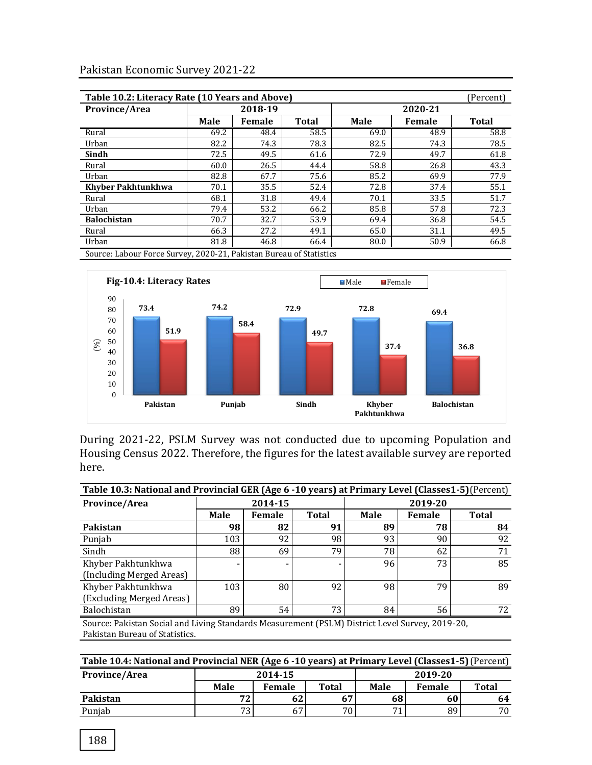**Table 10.2: Literacy Rate (10 Years and Above)** (Percent)

| Province/Area | 2018-19 | | | 2020-21 | | |
|---|---|---|---|---|---|---|
| | Male | Female | Total | Male | Female | Total |
| Rural | 69.2 | 48.4 | 58.5 | 69.0 | 48.9 | 58.8 |
| Urban | 82.2 | 74.3 | 78.3 | 82.5 | 74.3 | 78.5 |
| **Sindh** | 72.5 | 49.5 | 61.6 | 72.9 | 49.7 | 61.8 |
| Rural | 60.0 | 26.5 | 44.4 | 58.8 | 26.8 | 43.3 |
| Urban | 82.8 | 67.7 | 75.6 | 85.2 | 69.9 | 77.9 |
| **Khyber Pakhtunkhwa** | 70.1 | 35.5 | 52.4 | 72.8 | 37.4 | 55.1 |
| Rural | 68.1 | 31.8 | 49.4 | 70.1 | 33.5 | 51.7 |
| Urban | 79.4 | 53.2 | 66.2 | 85.8 | 57.8 | 72.3 |
| **Balochistan** | 70.7 | 32.7 | 53.9 | 69.4 | 36.8 | 54.5 |
| Rural | 66.3 | 27.2 | 49.1 | 65.0 | 31.1 | 49.5 |
| Urban | 81.8 | 46.8 | 66.4 | 80.0 | 50.9 | 66.8 |

Source: Labour Force Survey, 2020-21, Pakistan Bureau of Statistics

**Fig-10.4: Literacy Rates**

| | Male | Female |
|---|---|---|
| Pakistan | 73.4 | 51.9 |
| Punjab | 74.2 | 58.4 |
| Sindh | 72.9 | 49.7 |
| Khyber Pakhtunkhwa | 72.8 | 37.4 |
| Balochistan | 69.4 | 36.8 |

During 2021-22, PSLM Survey was not conducted due to upcoming Population and Housing Census 2022. Therefore, the figures for the latest available survey are reported here.

**Table 10.3: National and Provincial GER (Age 6 -10 years) at Primary Level (Classes1-5)** (Percent)

| Province/Area | 2014-15 | | | 2019-20 | | |
|---|---|---|---|---|---|---|
| | Male | Female | Total | Male | Female | Total |
| **Pakistan** | **98** | **82** | **91** | **89** | **78** | **84** |
| Punjab | 103 | 92 | 98 | 93 | 90 | 92 |
| Sindh | 88 | 69 | 79 | 78 | 62 | 71 |
| Khyber Pakhtunkhwa (Including Merged Areas) | - | - | - | 96 | 73 | 85 |
| Khyber Pakhtunkhwa (Excluding Merged Areas) | 103 | 80 | 92 | 98 | 79 | 89 |
| Balochistan | 89 | 54 | 73 | 84 | 56 | 72 |

Source: Pakistan Social and Living Standards Measurement (PSLM) District Level Survey, 2019-20, Pakistan Bureau of Statistics.

**Table 10.4: National and Provincial NER (Age 6 -10 years) at Primary Level (Classes1-5)** (Percent)

| Province/Area | 2014-15 | | | 2019-20 | | |
|---|---|---|---|---|---|---|
| | Male | Female | Total | Male | Female | Total |
| **Pakistan** | **72** | **62** | **67** | **68** | **60** | **64** |
| Punjab | 73 | 67 | 70 | 71 | 89 | 70 |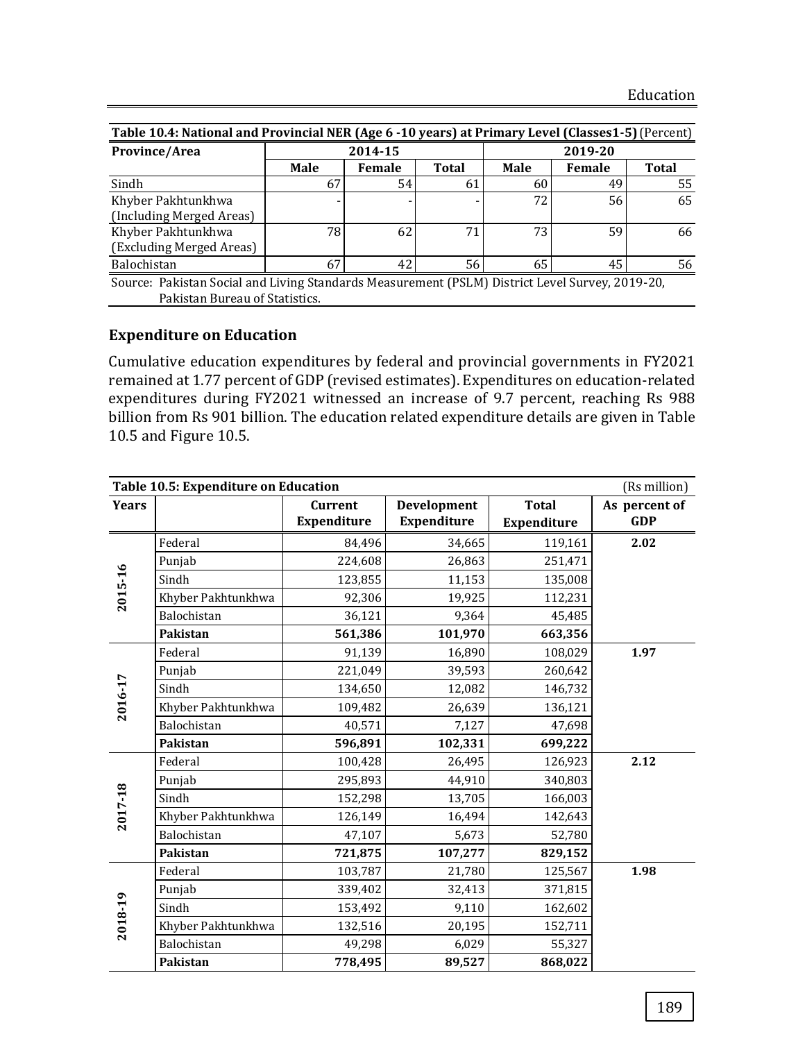**Table 10.4: National and Provincial NER (Age 6 -10 years) at Primary Level (Classes1-5)** (Percent)

| Province/Area | 2014-15 | | | 2019-20 | | |
|---|---|---|---|---|---|---|
| | Male | Female | Total | Male | Female | Total |
| Sindh | 67 | 54 | 61 | 60 | 49 | 55 |
| Khyber Pakhtunkhwa (Including Merged Areas) | - | - | - | 72 | 56 | 65 |
| Khyber Pakhtunkhwa (Excluding Merged Areas) | 78 | 62 | 71 | 73 | 59 | 66 |
| Balochistan | 67 | 42 | 56 | 65 | 45 | 56 |

Source: Pakistan Social and Living Standards Measurement (PSLM) District Level Survey, 2019-20, Pakistan Bureau of Statistics.

## Expenditure on Education

Cumulative education expenditures by federal and provincial governments in FY2021 remained at 1.77 percent of GDP (revised estimates). Expenditures on education-related expenditures during FY2021 witnessed an increase of 9.7 percent, reaching Rs 988 billion from Rs 901 billion. The education related expenditure details are given in Table 10.5 and Figure 10.5.

**Table 10.5: Expenditure on Education** (Rs million)

| Years | | Current Expenditure | Development Expenditure | Total Expenditure | As percent of GDP |
|---|---|---|---|---|---|
| 2015-16 | Federal | 84,496 | 34,665 | 119,161 | **2.02** |
| | Punjab | 224,608 | 26,863 | 251,471 | |
| | Sindh | 123,855 | 11,153 | 135,008 | |
| | Khyber Pakhtunkhwa | 92,306 | 19,925 | 112,231 | |
| | Balochistan | 36,121 | 9,364 | 45,485 | |
| | **Pakistan** | **561,386** | **101,970** | **663,356** | |
| 2016-17 | Federal | 91,139 | 16,890 | 108,029 | **1.97** |
| | Punjab | 221,049 | 39,593 | 260,642 | |
| | Sindh | 134,650 | 12,082 | 146,732 | |
| | Khyber Pakhtunkhwa | 109,482 | 26,639 | 136,121 | |
| | Balochistan | 40,571 | 7,127 | 47,698 | |
| | **Pakistan** | **596,891** | **102,331** | **699,222** | |
| 2017-18 | Federal | 100,428 | 26,495 | 126,923 | **2.12** |
| | Punjab | 295,893 | 44,910 | 340,803 | |
| | Sindh | 152,298 | 13,705 | 166,003 | |
| | Khyber Pakhtunkhwa | 126,149 | 16,494 | 142,643 | |
| | Balochistan | 47,107 | 5,673 | 52,780 | |
| | **Pakistan** | **721,875** | **107,277** | **829,152** | |
| 2018-19 | Federal | 103,787 | 21,780 | 125,567 | **1.98** |
| | Punjab | 339,402 | 32,413 | 371,815 | |
| | Sindh | 153,492 | 9,110 | 162,602 | |
| | Khyber Pakhtunkhwa | 132,516 | 20,195 | 152,711 | |
| | Balochistan | 49,298 | 6,029 | 55,327 | |
| | **Pakistan** | **778,495** | **89,527** | **868,022** | |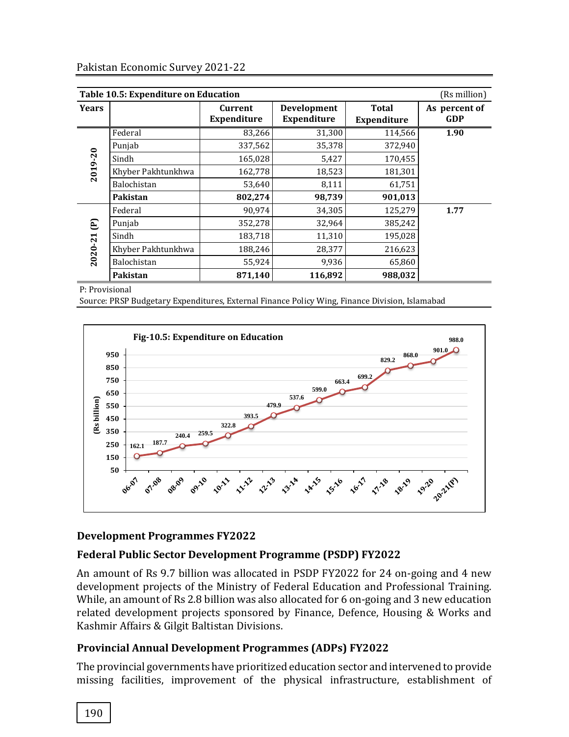Table 10.5: Expenditure on Education (Rs million)

| Years | | Current Expenditure | Development Expenditure | Total Expenditure | As percent of GDP |
|---|---|---|---|---|---|
| 2019-20 | Federal | 83,266 | 31,300 | 114,566 | **1.90** |
| | Punjab | 337,562 | 35,378 | 372,940 | |
| | Sindh | 165,028 | 5,427 | 170,455 | |
| | Khyber Pakhtunkhwa | 162,778 | 18,523 | 181,301 | |
| | Balochistan | 53,640 | 8,111 | 61,751 | |
| | **Pakistan** | **802,274** | **98,739** | **901,013** | |
| 2020-21 (P) | Federal | 90,974 | 34,305 | 125,279 | **1.77** |
| | Punjab | 352,278 | 32,964 | 385,242 | |
| | Sindh | 183,718 | 11,310 | 195,028 | |
| | Khyber Pakhtunkhwa | 188,246 | 28,377 | 216,623 | |
| | Balochistan | 55,924 | 9,936 | 65,860 | |
| | **Pakistan** | **871,140** | **116,892** | **988,032** | |

P: Provisional

Source: PRSP Budgetary Expenditures, External Finance Policy Wing, Finance Division, Islamabad

**Fig-10.5: Expenditure on Education**

| Year | Rs billion |
|---|---|
| 06-07 | 162.1 |
| 07-08 | 187.7 |
| 08-09 | 240.4 |
| 09-10 | 259.5 |
| 10-11 | 322.8 |
| 11-12 | 393.5 |
| 12-13 | 479.9 |
| 13-14 | 537.6 |
| 14-15 | 599.0 |
| 15-16 | 663.4 |
| 16-17 | 699.2 |
| 17-18 | 829.2 |
| 18-19 | 868.0 |
| 19-20 | 901.0 |
| 20-21(P) | 988.0 |

## Development Programmes FY2022

### Federal Public Sector Development Programme (PSDP) FY2022

An amount of Rs 9.7 billion was allocated in PSDP FY2022 for 24 on-going and 4 new development projects of the Ministry of Federal Education and Professional Training. While, an amount of Rs 2.8 billion was also allocated for 6 on-going and 3 new education related development projects sponsored by Finance, Defence, Housing & Works and Kashmir Affairs & Gilgit Baltistan Divisions.

### Provincial Annual Development Programmes (ADPs) FY2022

The provincial governments have prioritized education sector and intervened to provide missing facilities, improvement of the physical infrastructure, establishment of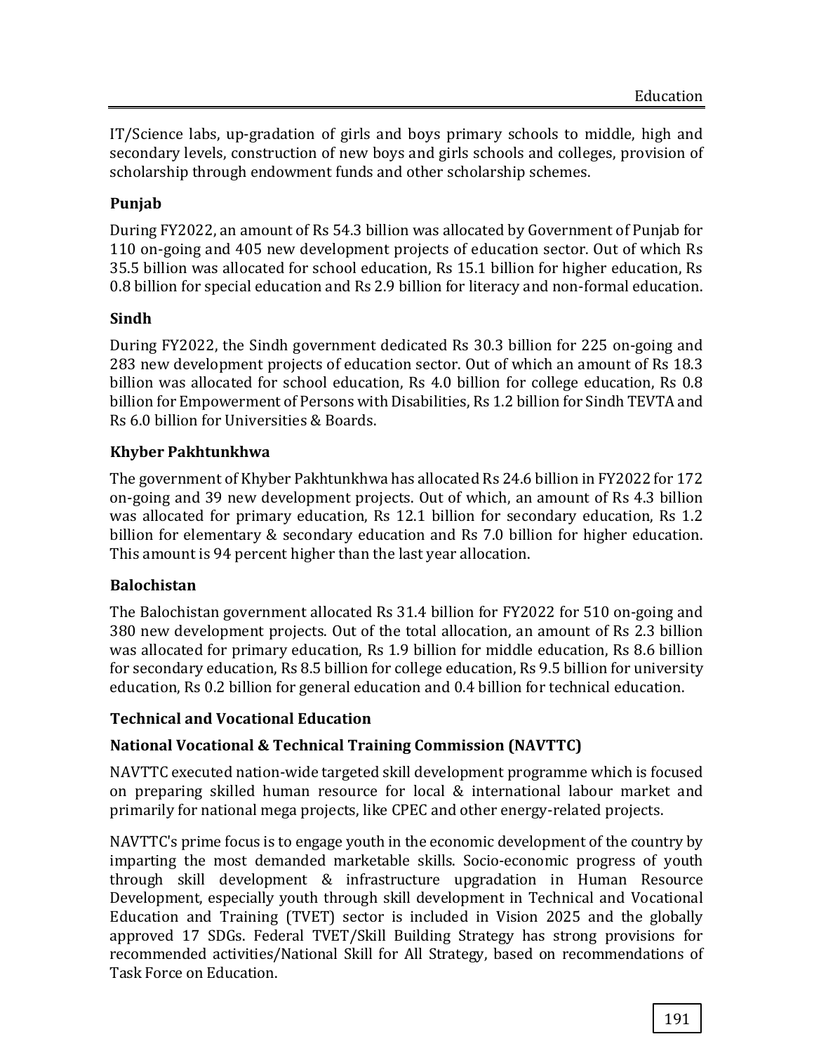IT/Science labs, up-gradation of girls and boys primary schools to middle, high and secondary levels, construction of new boys and girls schools and colleges, provision of scholarship through endowment funds and other scholarship schemes.

### Punjab

During FY2022, an amount of Rs 54.3 billion was allocated by Government of Punjab for 110 on-going and 405 new development projects of education sector. Out of which Rs 35.5 billion was allocated for school education, Rs 15.1 billion for higher education, Rs 0.8 billion for special education and Rs 2.9 billion for literacy and non-formal education.

### Sindh

During FY2022, the Sindh government dedicated Rs 30.3 billion for 225 on-going and 283 new development projects of education sector. Out of which an amount of Rs 18.3 billion was allocated for school education, Rs 4.0 billion for college education, Rs 0.8 billion for Empowerment of Persons with Disabilities, Rs 1.2 billion for Sindh TEVTA and Rs 6.0 billion for Universities & Boards.

### Khyber Pakhtunkhwa

The government of Khyber Pakhtunkhwa has allocated Rs 24.6 billion in FY2022 for 172 on-going and 39 new development projects. Out of which, an amount of Rs 4.3 billion was allocated for primary education, Rs 12.1 billion for secondary education, Rs 1.2 billion for elementary & secondary education and Rs 7.0 billion for higher education. This amount is 94 percent higher than the last year allocation.

### Balochistan

The Balochistan government allocated Rs 31.4 billion for FY2022 for 510 on-going and 380 new development projects. Out of the total allocation, an amount of Rs 2.3 billion was allocated for primary education, Rs 1.9 billion for middle education, Rs 8.6 billion for secondary education, Rs 8.5 billion for college education, Rs 9.5 billion for university education, Rs 0.2 billion for general education and 0.4 billion for technical education.

## Technical and Vocational Education

### National Vocational & Technical Training Commission (NAVTTC)

NAVTTC executed nation-wide targeted skill development programme which is focused on preparing skilled human resource for local & international labour market and primarily for national mega projects, like CPEC and other energy-related projects.

NAVTTC's prime focus is to engage youth in the economic development of the country by imparting the most demanded marketable skills. Socio-economic progress of youth through skill development & infrastructure upgradation in Human Resource Development, especially youth through skill development in Technical and Vocational Education and Training (TVET) sector is included in Vision 2025 and the globally approved 17 SDGs. Federal TVET/Skill Building Strategy has strong provisions for recommended activities/National Skill for All Strategy, based on recommendations of Task Force on Education.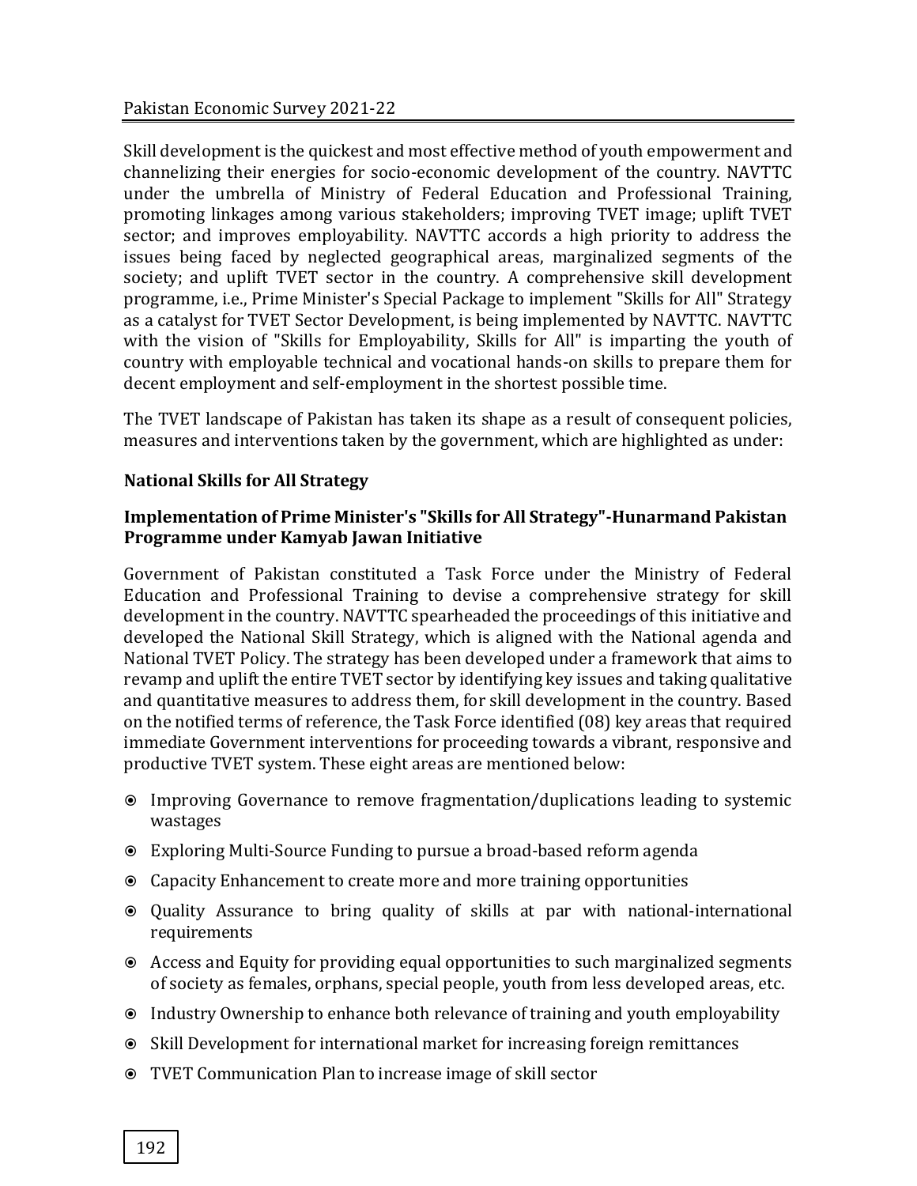Skill development is the quickest and most effective method of youth empowerment and channelizing their energies for socio-economic development of the country. NAVTTC under the umbrella of Ministry of Federal Education and Professional Training, promoting linkages among various stakeholders; improving TVET image; uplift TVET sector; and improves employability. NAVTTC accords a high priority to address the issues being faced by neglected geographical areas, marginalized segments of the society; and uplift TVET sector in the country. A comprehensive skill development programme, i.e., Prime Minister's Special Package to implement "Skills for All" Strategy as a catalyst for TVET Sector Development, is being implemented by NAVTTC. NAVTTC with the vision of "Skills for Employability, Skills for All" is imparting the youth of country with employable technical and vocational hands-on skills to prepare them for decent employment and self-employment in the shortest possible time.

The TVET landscape of Pakistan has taken its shape as a result of consequent policies, measures and interventions taken by the government, which are highlighted as under:

**National Skills for All Strategy**

**Implementation of Prime Minister's "Skills for All Strategy"-Hunarmand Pakistan Programme under Kamyab Jawan Initiative**

Government of Pakistan constituted a Task Force under the Ministry of Federal Education and Professional Training to devise a comprehensive strategy for skill development in the country. NAVTTC spearheaded the proceedings of this initiative and developed the National Skill Strategy, which is aligned with the National agenda and National TVET Policy. The strategy has been developed under a framework that aims to revamp and uplift the entire TVET sector by identifying key issues and taking qualitative and quantitative measures to address them, for skill development in the country. Based on the notified terms of reference, the Task Force identified (08) key areas that required immediate Government interventions for proceeding towards a vibrant, responsive and productive TVET system. These eight areas are mentioned below:

- Improving Governance to remove fragmentation/duplications leading to systemic wastages
- Exploring Multi-Source Funding to pursue a broad-based reform agenda
- Capacity Enhancement to create more and more training opportunities
- Quality Assurance to bring quality of skills at par with national-international requirements
- Access and Equity for providing equal opportunities to such marginalized segments of society as females, orphans, special people, youth from less developed areas, etc.
- Industry Ownership to enhance both relevance of training and youth employability
- Skill Development for international market for increasing foreign remittances
- TVET Communication Plan to increase image of skill sector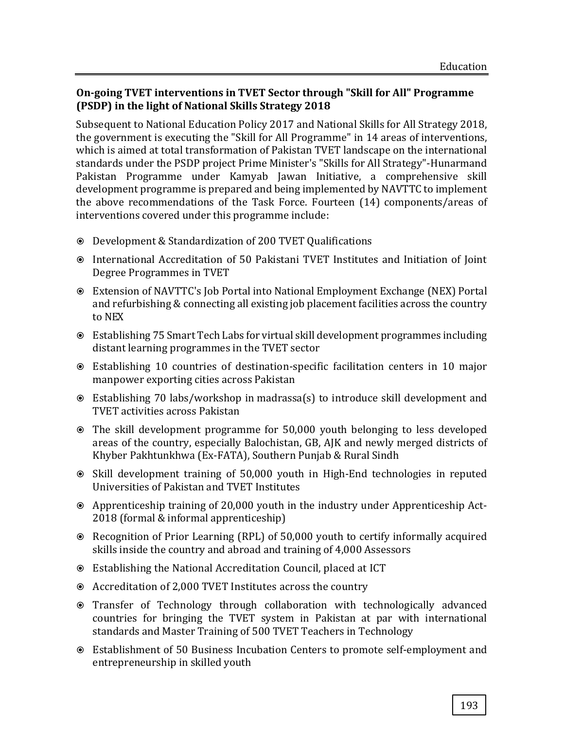### On-going TVET interventions in TVET Sector through "Skill for All" Programme (PSDP) in the light of National Skills Strategy 2018

Subsequent to National Education Policy 2017 and National Skills for All Strategy 2018, the government is executing the "Skill for All Programme" in 14 areas of interventions, which is aimed at total transformation of Pakistan TVET landscape on the international standards under the PSDP project Prime Minister's "Skills for All Strategy"-Hunarmand Pakistan Programme under Kamyab Jawan Initiative, a comprehensive skill development programme is prepared and being implemented by NAVTTC to implement the above recommendations of the Task Force. Fourteen (14) components/areas of interventions covered under this programme include:

- Development & Standardization of 200 TVET Qualifications
- International Accreditation of 50 Pakistani TVET Institutes and Initiation of Joint Degree Programmes in TVET
- Extension of NAVTTC's Job Portal into National Employment Exchange (NEX) Portal and refurbishing & connecting all existing job placement facilities across the country to NEX
- Establishing 75 Smart Tech Labs for virtual skill development programmes including distant learning programmes in the TVET sector
- Establishing 10 countries of destination-specific facilitation centers in 10 major manpower exporting cities across Pakistan
- Establishing 70 labs/workshop in madrassa(s) to introduce skill development and TVET activities across Pakistan
- The skill development programme for 50,000 youth belonging to less developed areas of the country, especially Balochistan, GB, AJK and newly merged districts of Khyber Pakhtunkhwa (Ex-FATA), Southern Punjab & Rural Sindh
- Skill development training of 50,000 youth in High-End technologies in reputed Universities of Pakistan and TVET Institutes
- Apprenticeship training of 20,000 youth in the industry under Apprenticeship Act-2018 (formal & informal apprenticeship)
- Recognition of Prior Learning (RPL) of 50,000 youth to certify informally acquired skills inside the country and abroad and training of 4,000 Assessors
- Establishing the National Accreditation Council, placed at ICT
- Accreditation of 2,000 TVET Institutes across the country
- Transfer of Technology through collaboration with technologically advanced countries for bringing the TVET system in Pakistan at par with international standards and Master Training of 500 TVET Teachers in Technology
- Establishment of 50 Business Incubation Centers to promote self-employment and entrepreneurship in skilled youth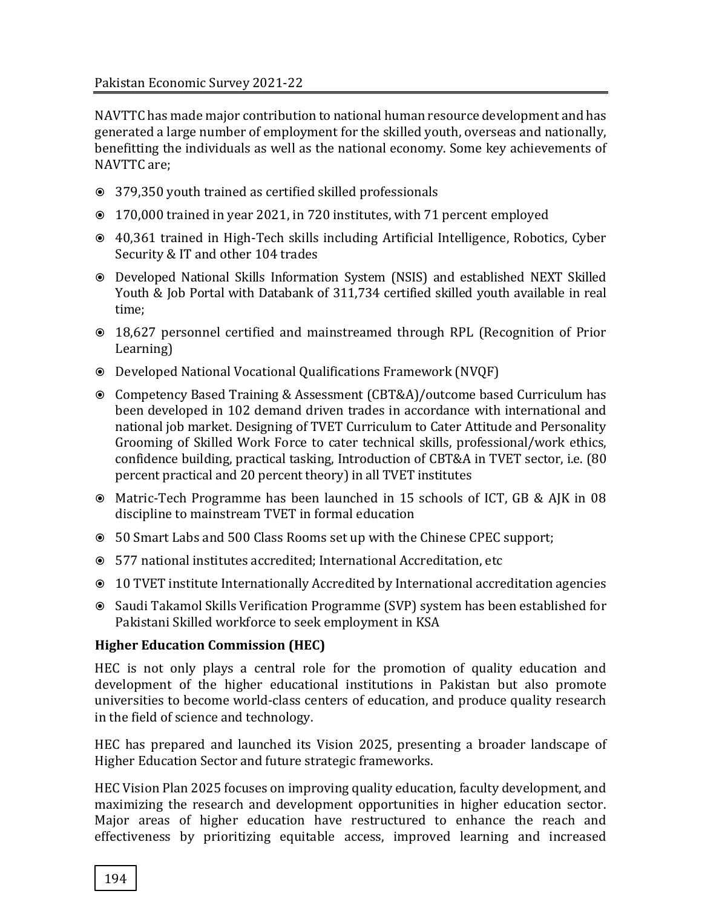NAVTTC has made major contribution to national human resource development and has generated a large number of employment for the skilled youth, overseas and nationally, benefitting the individuals as well as the national economy. Some key achievements of NAVTTC are;

- 379,350 youth trained as certified skilled professionals
- 170,000 trained in year 2021, in 720 institutes, with 71 percent employed
- 40,361 trained in High-Tech skills including Artificial Intelligence, Robotics, Cyber Security & IT and other 104 trades
- Developed National Skills Information System (NSIS) and established NEXT Skilled Youth & Job Portal with Databank of 311,734 certified skilled youth available in real time;
- 18,627 personnel certified and mainstreamed through RPL (Recognition of Prior Learning)
- Developed National Vocational Qualifications Framework (NVQF)
- Competency Based Training & Assessment (CBT&A)/outcome based Curriculum has been developed in 102 demand driven trades in accordance with international and national job market. Designing of TVET Curriculum to Cater Attitude and Personality Grooming of Skilled Work Force to cater technical skills, professional/work ethics, confidence building, practical tasking, Introduction of CBT&A in TVET sector, i.e. (80 percent practical and 20 percent theory) in all TVET institutes
- Matric-Tech Programme has been launched in 15 schools of ICT, GB & AJK in 08 discipline to mainstream TVET in formal education
- 50 Smart Labs and 500 Class Rooms set up with the Chinese CPEC support;
- 577 national institutes accredited; International Accreditation, etc
- 10 TVET institute Internationally Accredited by International accreditation agencies
- Saudi Takamol Skills Verification Programme (SVP) system has been established for Pakistani Skilled workforce to seek employment in KSA

**Higher Education Commission (HEC)**

HEC is not only plays a central role for the promotion of quality education and development of the higher educational institutions in Pakistan but also promote universities to become world-class centers of education, and produce quality research in the field of science and technology.

HEC has prepared and launched its Vision 2025, presenting a broader landscape of Higher Education Sector and future strategic frameworks.

HEC Vision Plan 2025 focuses on improving quality education, faculty development, and maximizing the research and development opportunities in higher education sector. Major areas of higher education have restructured to enhance the reach and effectiveness by prioritizing equitable access, improved learning and increased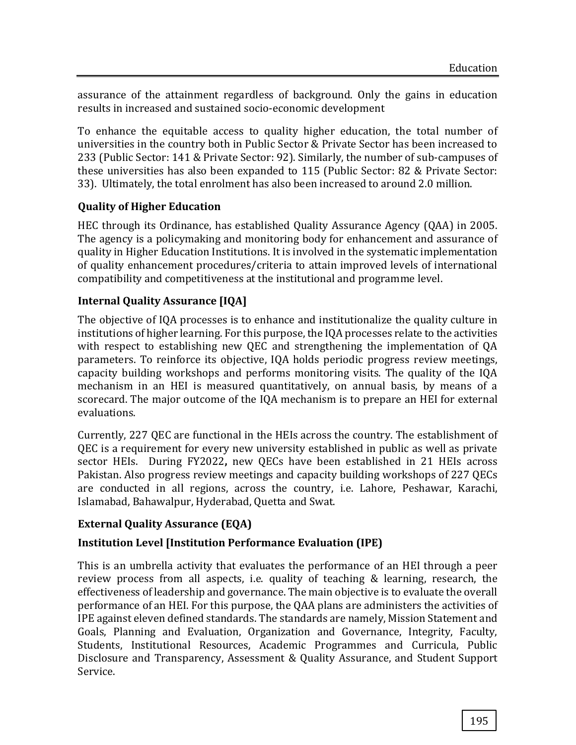assurance of the attainment regardless of background. Only the gains in education results in increased and sustained socio-economic development

To enhance the equitable access to quality higher education, the total number of universities in the country both in Public Sector & Private Sector has been increased to 233 (Public Sector: 141 & Private Sector: 92). Similarly, the number of sub-campuses of these universities has also been expanded to 115 (Public Sector: 82 & Private Sector: 33). Ultimately, the total enrolment has also been increased to around 2.0 million.

### Quality of Higher Education

HEC through its Ordinance, has established Quality Assurance Agency (QAA) in 2005. The agency is a policymaking and monitoring body for enhancement and assurance of quality in Higher Education Institutions. It is involved in the systematic implementation of quality enhancement procedures/criteria to attain improved levels of international compatibility and competitiveness at the institutional and programme level.

### Internal Quality Assurance [IQA]

The objective of IQA processes is to enhance and institutionalize the quality culture in institutions of higher learning. For this purpose, the IQA processes relate to the activities with respect to establishing new QEC and strengthening the implementation of QA parameters. To reinforce its objective, IQA holds periodic progress review meetings, capacity building workshops and performs monitoring visits. The quality of the IQA mechanism in an HEI is measured quantitatively, on annual basis, by means of a scorecard. The major outcome of the IQA mechanism is to prepare an HEI for external evaluations.

Currently, 227 QEC are functional in the HEIs across the country. The establishment of QEC is a requirement for every new university established in public as well as private sector HEIs. During FY2022**,** new QECs have been established in 21 HEIs across Pakistan. Also progress review meetings and capacity building workshops of 227 QECs are conducted in all regions, across the country, i.e. Lahore, Peshawar, Karachi, Islamabad, Bahawalpur, Hyderabad, Quetta and Swat.

### External Quality Assurance (EQA)

### Institution Level [Institution Performance Evaluation (IPE)

This is an umbrella activity that evaluates the performance of an HEI through a peer review process from all aspects, i.e. quality of teaching & learning, research, the effectiveness of leadership and governance. The main objective is to evaluate the overall performance of an HEI. For this purpose, the QAA plans are administers the activities of IPE against eleven defined standards. The standards are namely, Mission Statement and Goals, Planning and Evaluation, Organization and Governance, Integrity, Faculty, Students, Institutional Resources, Academic Programmes and Curricula, Public Disclosure and Transparency, Assessment & Quality Assurance, and Student Support Service.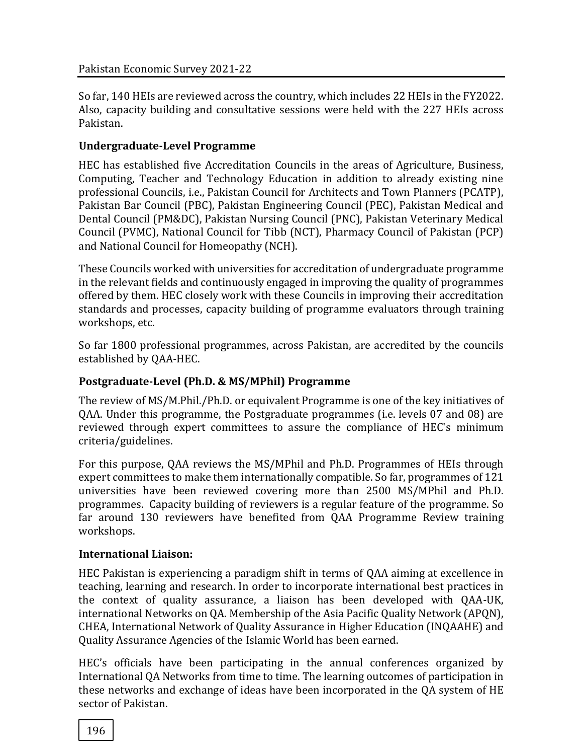So far, 140 HEIs are reviewed across the country, which includes 22 HEIs in the FY2022. Also, capacity building and consultative sessions were held with the 227 HEIs across Pakistan.

**Undergraduate-Level Programme**

HEC has established five Accreditation Councils in the areas of Agriculture, Business, Computing, Teacher and Technology Education in addition to already existing nine professional Councils, i.e., Pakistan Council for Architects and Town Planners (PCATP), Pakistan Bar Council (PBC), Pakistan Engineering Council (PEC), Pakistan Medical and Dental Council (PM&DC), Pakistan Nursing Council (PNC), Pakistan Veterinary Medical Council (PVMC), National Council for Tibb (NCT), Pharmacy Council of Pakistan (PCP) and National Council for Homeopathy (NCH).

These Councils worked with universities for accreditation of undergraduate programme in the relevant fields and continuously engaged in improving the quality of programmes offered by them. HEC closely work with these Councils in improving their accreditation standards and processes, capacity building of programme evaluators through training workshops, etc.

So far 1800 professional programmes, across Pakistan, are accredited by the councils established by QAA-HEC.

**Postgraduate-Level (Ph.D. & MS/MPhil) Programme**

The review of MS/M.Phil./Ph.D. or equivalent Programme is one of the key initiatives of QAA. Under this programme, the Postgraduate programmes (i.e. levels 07 and 08) are reviewed through expert committees to assure the compliance of HEC's minimum criteria/guidelines.

For this purpose, QAA reviews the MS/MPhil and Ph.D. Programmes of HEIs through expert committees to make them internationally compatible. So far, programmes of 121 universities have been reviewed covering more than 2500 MS/MPhil and Ph.D. programmes. Capacity building of reviewers is a regular feature of the programme. So far around 130 reviewers have benefited from QAA Programme Review training workshops.

**International Liaison:**

HEC Pakistan is experiencing a paradigm shift in terms of QAA aiming at excellence in teaching, learning and research. In order to incorporate international best practices in the context of quality assurance, a liaison has been developed with QAA-UK, international Networks on QA. Membership of the Asia Pacific Quality Network (APQN), CHEA, International Network of Quality Assurance in Higher Education (INQAAHE) and Quality Assurance Agencies of the Islamic World has been earned.

HEC's officials have been participating in the annual conferences organized by International QA Networks from time to time. The learning outcomes of participation in these networks and exchange of ideas have been incorporated in the QA system of HE sector of Pakistan.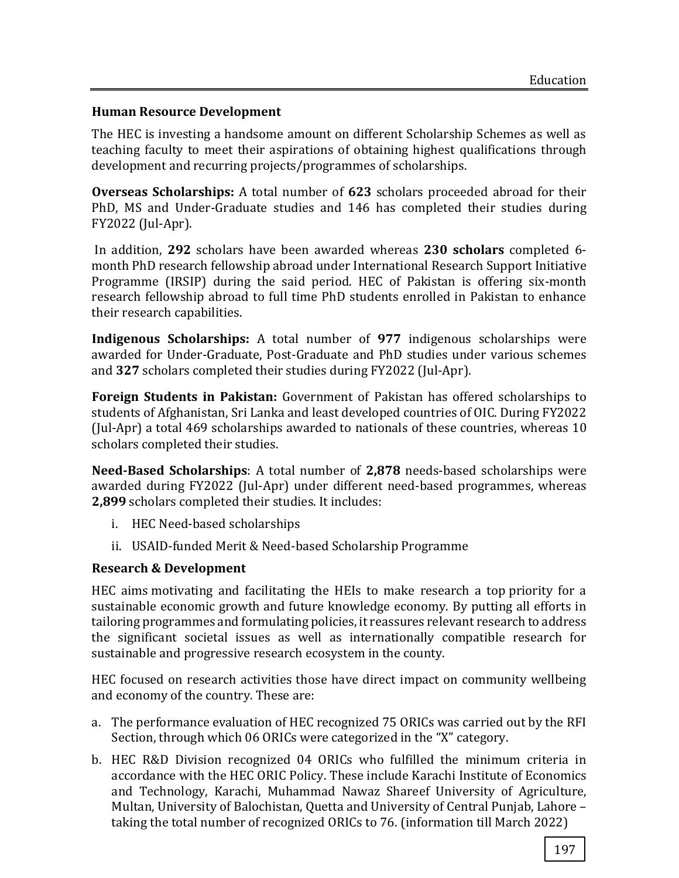### Human Resource Development

The HEC is investing a handsome amount on different Scholarship Schemes as well as teaching faculty to meet their aspirations of obtaining highest qualifications through development and recurring projects/programmes of scholarships.

**Overseas Scholarships:** A total number of **623** scholars proceeded abroad for their PhD, MS and Under-Graduate studies and 146 has completed their studies during FY2022 (Jul-Apr).

In addition, **292** scholars have been awarded whereas **230 scholars** completed 6-month PhD research fellowship abroad under International Research Support Initiative Programme (IRSIP) during the said period. HEC of Pakistan is offering six-month research fellowship abroad to full time PhD students enrolled in Pakistan to enhance their research capabilities.

**Indigenous Scholarships:** A total number of **977** indigenous scholarships were awarded for Under-Graduate, Post-Graduate and PhD studies under various schemes and **327** scholars completed their studies during FY2022 (Jul-Apr).

**Foreign Students in Pakistan:** Government of Pakistan has offered scholarships to students of Afghanistan, Sri Lanka and least developed countries of OIC. During FY2022 (Jul-Apr) a total 469 scholarships awarded to nationals of these countries, whereas 10 scholars completed their studies.

**Need-Based Scholarships**: A total number of **2,878** needs-based scholarships were awarded during FY2022 (Jul-Apr) under different need-based programmes, whereas **2,899** scholars completed their studies. It includes:

i. HEC Need-based scholarships
ii. USAID-funded Merit & Need-based Scholarship Programme

### Research & Development

HEC aims motivating and facilitating the HEIs to make research a top priority for a sustainable economic growth and future knowledge economy. By putting all efforts in tailoring programmes and formulating policies, it reassures relevant research to address the significant societal issues as well as internationally compatible research for sustainable and progressive research ecosystem in the county.

HEC focused on research activities those have direct impact on community wellbeing and economy of the country. These are:

a. The performance evaluation of HEC recognized 75 ORICs was carried out by the RFI Section, through which 06 ORICs were categorized in the "X" category.
b. HEC R&D Division recognized 04 ORICs who fulfilled the minimum criteria in accordance with the HEC ORIC Policy. These include Karachi Institute of Economics and Technology, Karachi, Muhammad Nawaz Shareef University of Agriculture, Multan, University of Balochistan, Quetta and University of Central Punjab, Lahore – taking the total number of recognized ORICs to 76. (information till March 2022)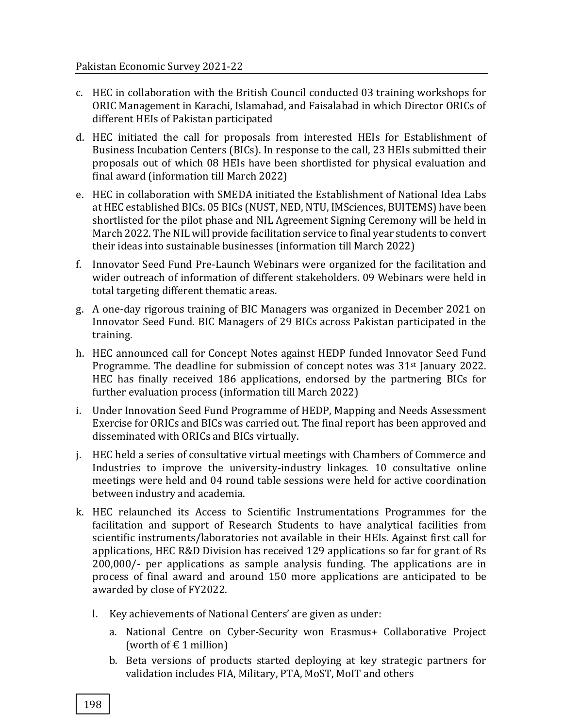c. HEC in collaboration with the British Council conducted 03 training workshops for ORIC Management in Karachi, Islamabad, and Faisalabad in which Director ORICs of different HEIs of Pakistan participated

d. HEC initiated the call for proposals from interested HEIs for Establishment of Business Incubation Centers (BICs). In response to the call, 23 HEIs submitted their proposals out of which 08 HEIs have been shortlisted for physical evaluation and final award (information till March 2022)

e. HEC in collaboration with SMEDA initiated the Establishment of National Idea Labs at HEC established BICs. 05 BICs (NUST, NED, NTU, IMSciences, BUITEMS) have been shortlisted for the pilot phase and NIL Agreement Signing Ceremony will be held in March 2022. The NIL will provide facilitation service to final year students to convert their ideas into sustainable businesses (information till March 2022)

f. Innovator Seed Fund Pre-Launch Webinars were organized for the facilitation and wider outreach of information of different stakeholders. 09 Webinars were held in total targeting different thematic areas.

g. A one-day rigorous training of BIC Managers was organized in December 2021 on Innovator Seed Fund. BIC Managers of 29 BICs across Pakistan participated in the training.

h. HEC announced call for Concept Notes against HEDP funded Innovator Seed Fund Programme. The deadline for submission of concept notes was 31st January 2022. HEC has finally received 186 applications, endorsed by the partnering BICs for further evaluation process (information till March 2022)

i. Under Innovation Seed Fund Programme of HEDP, Mapping and Needs Assessment Exercise for ORICs and BICs was carried out. The final report has been approved and disseminated with ORICs and BICs virtually.

j. HEC held a series of consultative virtual meetings with Chambers of Commerce and Industries to improve the university-industry linkages. 10 consultative online meetings were held and 04 round table sessions were held for active coordination between industry and academia.

k. HEC relaunched its Access to Scientific Instrumentations Programmes for the facilitation and support of Research Students to have analytical facilities from scientific instruments/laboratories not available in their HEIs. Against first call for applications, HEC R&D Division has received 129 applications so far for grant of Rs 200,000/- per applications as sample analysis funding. The applications are in process of final award and around 150 more applications are anticipated to be awarded by close of FY2022.

  l. Key achievements of National Centers' are given as under:

     a. National Centre on Cyber-Security won Erasmus+ Collaborative Project (worth of € 1 million)

     b. Beta versions of products started deploying at key strategic partners for validation includes FIA, Military, PTA, MoST, MoIT and others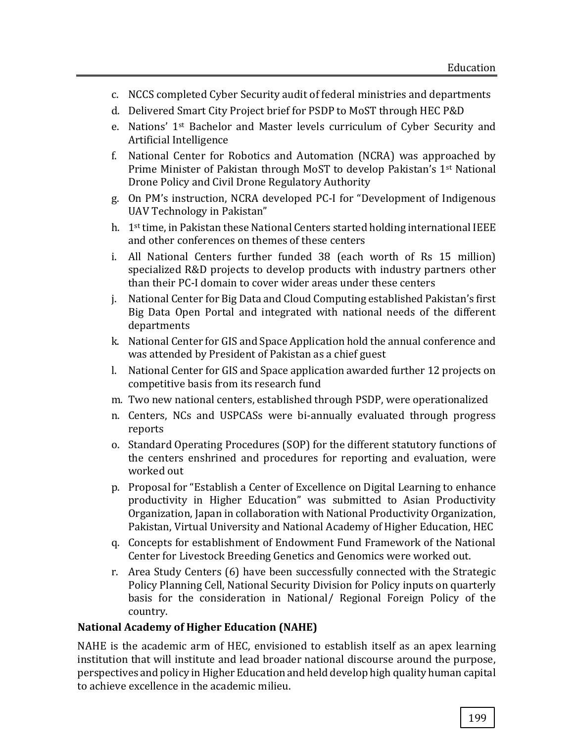c. NCCS completed Cyber Security audit of federal ministries and departments
d. Delivered Smart City Project brief for PSDP to MoST through HEC P&D
e. Nations' 1st Bachelor and Master levels curriculum of Cyber Security and Artificial Intelligence
f. National Center for Robotics and Automation (NCRA) was approached by Prime Minister of Pakistan through MoST to develop Pakistan's 1st National Drone Policy and Civil Drone Regulatory Authority
g. On PM's instruction, NCRA developed PC-I for "Development of Indigenous UAV Technology in Pakistan"
h. 1st time, in Pakistan these National Centers started holding international IEEE and other conferences on themes of these centers
i. All National Centers further funded 38 (each worth of Rs 15 million) specialized R&D projects to develop products with industry partners other than their PC-I domain to cover wider areas under these centers
j. National Center for Big Data and Cloud Computing established Pakistan's first Big Data Open Portal and integrated with national needs of the different departments
k. National Center for GIS and Space Application hold the annual conference and was attended by President of Pakistan as a chief guest
l. National Center for GIS and Space application awarded further 12 projects on competitive basis from its research fund
m. Two new national centers, established through PSDP, were operationalized
n. Centers, NCs and USPCASs were bi-annually evaluated through progress reports
o. Standard Operating Procedures (SOP) for the different statutory functions of the centers enshrined and procedures for reporting and evaluation, were worked out
p. Proposal for "Establish a Center of Excellence on Digital Learning to enhance productivity in Higher Education" was submitted to Asian Productivity Organization, Japan in collaboration with National Productivity Organization, Pakistan, Virtual University and National Academy of Higher Education, HEC
q. Concepts for establishment of Endowment Fund Framework of the National Center for Livestock Breeding Genetics and Genomics were worked out.
r. Area Study Centers (6) have been successfully connected with the Strategic Policy Planning Cell, National Security Division for Policy inputs on quarterly basis for the consideration in National/ Regional Foreign Policy of the country.

**National Academy of Higher Education (NAHE)**

NAHE is the academic arm of HEC, envisioned to establish itself as an apex learning institution that will institute and lead broader national discourse around the purpose, perspectives and policy in Higher Education and held develop high quality human capital to achieve excellence in the academic milieu.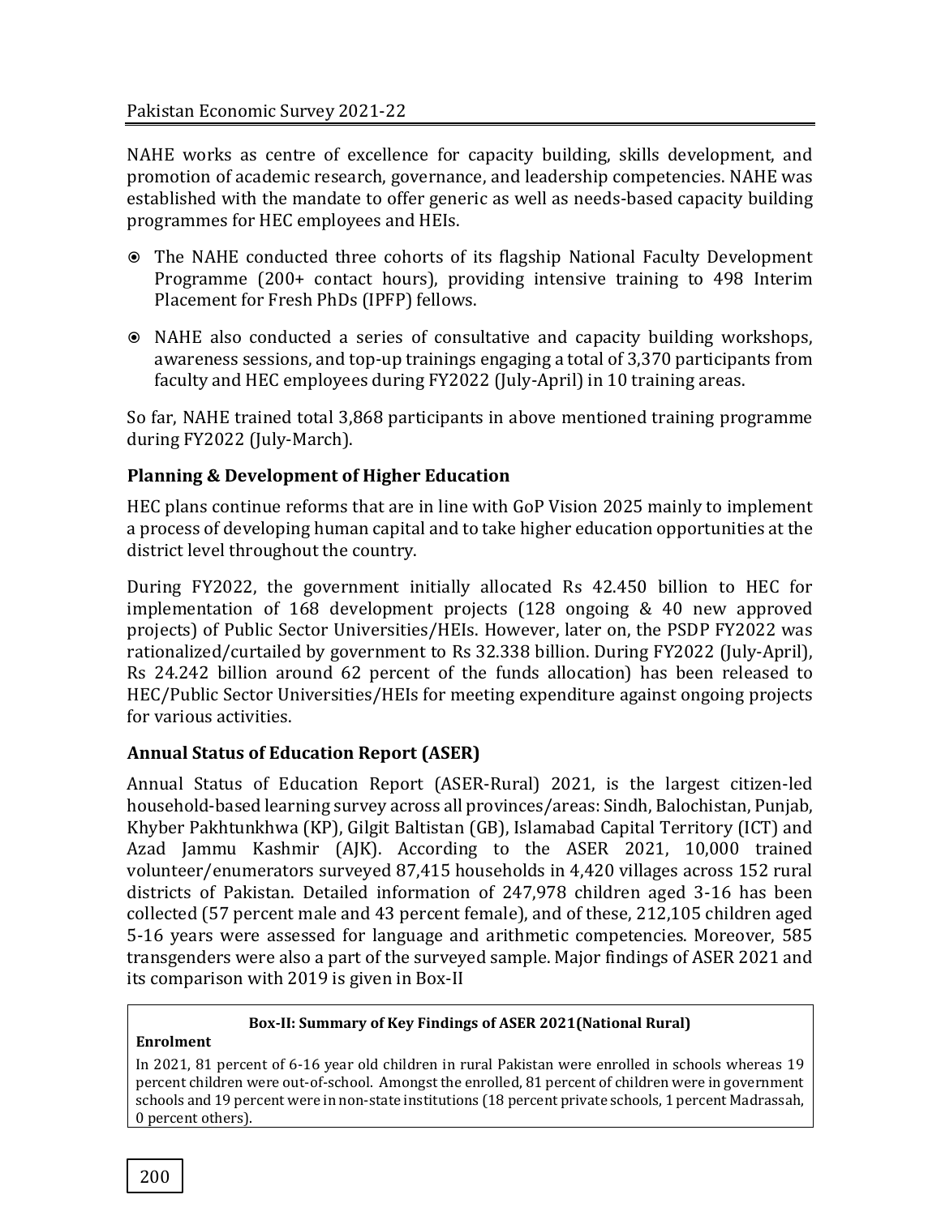NAHE works as centre of excellence for capacity building, skills development, and promotion of academic research, governance, and leadership competencies. NAHE was established with the mandate to offer generic as well as needs-based capacity building programmes for HEC employees and HEIs.

- The NAHE conducted three cohorts of its flagship National Faculty Development Programme (200+ contact hours), providing intensive training to 498 Interim Placement for Fresh PhDs (IPFP) fellows.
- NAHE also conducted a series of consultative and capacity building workshops, awareness sessions, and top-up trainings engaging a total of 3,370 participants from faculty and HEC employees during FY2022 (July-April) in 10 training areas.

So far, NAHE trained total 3,868 participants in above mentioned training programme during FY2022 (July-March).

### Planning & Development of Higher Education

HEC plans continue reforms that are in line with GoP Vision 2025 mainly to implement a process of developing human capital and to take higher education opportunities at the district level throughout the country.

During FY2022, the government initially allocated Rs 42.450 billion to HEC for implementation of 168 development projects (128 ongoing & 40 new approved projects) of Public Sector Universities/HEIs. However, later on, the PSDP FY2022 was rationalized/curtailed by government to Rs 32.338 billion. During FY2022 (July-April), Rs 24.242 billion around 62 percent of the funds allocation) has been released to HEC/Public Sector Universities/HEIs for meeting expenditure against ongoing projects for various activities.

### Annual Status of Education Report (ASER)

Annual Status of Education Report (ASER-Rural) 2021, is the largest citizen-led household-based learning survey across all provinces/areas: Sindh, Balochistan, Punjab, Khyber Pakhtunkhwa (KP), Gilgit Baltistan (GB), Islamabad Capital Territory (ICT) and Azad Jammu Kashmir (AJK). According to the ASER 2021, 10,000 trained volunteer/enumerators surveyed 87,415 households in 4,420 villages across 152 rural districts of Pakistan. Detailed information of 247,978 children aged 3-16 has been collected (57 percent male and 43 percent female), and of these, 212,105 children aged 5-16 years were assessed for language and arithmetic competencies. Moreover, 585 transgenders were also a part of the surveyed sample. Major findings of ASER 2021 and its comparison with 2019 is given in Box-II

**Box-II: Summary of Key Findings of ASER 2021(National Rural)**

**Enrolment**

In 2021, 81 percent of 6-16 year old children in rural Pakistan were enrolled in schools whereas 19 percent children were out-of-school. Amongst the enrolled, 81 percent of children were in government schools and 19 percent were in non-state institutions (18 percent private schools, 1 percent Madrassah, 0 percent others).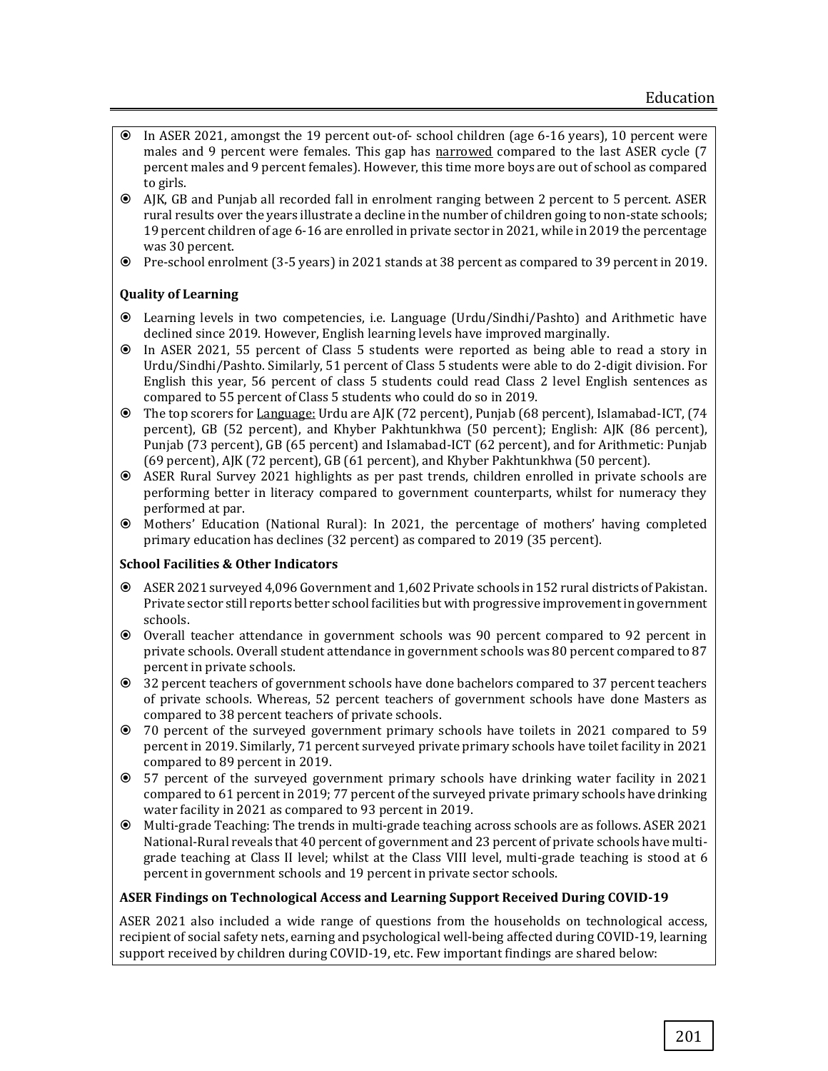- In ASER 2021, amongst the 19 percent out-of- school children (age 6-16 years), 10 percent were males and 9 percent were females. This gap has <u>narrowed</u> compared to the last ASER cycle (7 percent males and 9 percent females). However, this time more boys are out of school as compared to girls.
- AJK, GB and Punjab all recorded fall in enrolment ranging between 2 percent to 5 percent. ASER rural results over the years illustrate a decline in the number of children going to non-state schools; 19 percent children of age 6-16 are enrolled in private sector in 2021, while in 2019 the percentage was 30 percent.
- Pre-school enrolment (3-5 years) in 2021 stands at 38 percent as compared to 39 percent in 2019.

**Quality of Learning**

- Learning levels in two competencies, i.e. Language (Urdu/Sindhi/Pashto) and Arithmetic have declined since 2019. However, English learning levels have improved marginally.
- In ASER 2021, 55 percent of Class 5 students were reported as being able to read a story in Urdu/Sindhi/Pashto. Similarly, 51 percent of Class 5 students were able to do 2-digit division. For English this year, 56 percent of class 5 students could read Class 2 level English sentences as compared to 55 percent of Class 5 students who could do so in 2019.
- The top scorers for <u>Language:</u> Urdu are AJK (72 percent), Punjab (68 percent), Islamabad-ICT, (74 percent), GB (52 percent), and Khyber Pakhtunkhwa (50 percent); English: AJK (86 percent), Punjab (73 percent), GB (65 percent) and Islamabad-ICT (62 percent), and for Arithmetic: Punjab (69 percent), AJK (72 percent), GB (61 percent), and Khyber Pakhtunkhwa (50 percent).
- ASER Rural Survey 2021 highlights as per past trends, children enrolled in private schools are performing better in literacy compared to government counterparts, whilst for numeracy they performed at par.
- Mothers' Education (National Rural): In 2021, the percentage of mothers' having completed primary education has declines (32 percent) as compared to 2019 (35 percent).

**School Facilities & Other Indicators**

- ASER 2021 surveyed 4,096 Government and 1,602 Private schools in 152 rural districts of Pakistan. Private sector still reports better school facilities but with progressive improvement in government schools.
- Overall teacher attendance in government schools was 90 percent compared to 92 percent in private schools. Overall student attendance in government schools was 80 percent compared to 87 percent in private schools.
- 32 percent teachers of government schools have done bachelors compared to 37 percent teachers of private schools. Whereas, 52 percent teachers of government schools have done Masters as compared to 38 percent teachers of private schools.
- 70 percent of the surveyed government primary schools have toilets in 2021 compared to 59 percent in 2019. Similarly, 71 percent surveyed private primary schools have toilet facility in 2021 compared to 89 percent in 2019.
- 57 percent of the surveyed government primary schools have drinking water facility in 2021 compared to 61 percent in 2019; 77 percent of the surveyed private primary schools have drinking water facility in 2021 as compared to 93 percent in 2019.
- Multi-grade Teaching: The trends in multi-grade teaching across schools are as follows. ASER 2021 National-Rural reveals that 40 percent of government and 23 percent of private schools have multi-grade teaching at Class II level; whilst at the Class VIII level, multi-grade teaching is stood at 6 percent in government schools and 19 percent in private sector schools.

**ASER Findings on Technological Access and Learning Support Received During COVID-19**

ASER 2021 also included a wide range of questions from the households on technological access, recipient of social safety nets, earning and psychological well-being affected during COVID-19, learning support received by children during COVID-19, etc. Few important findings are shared below: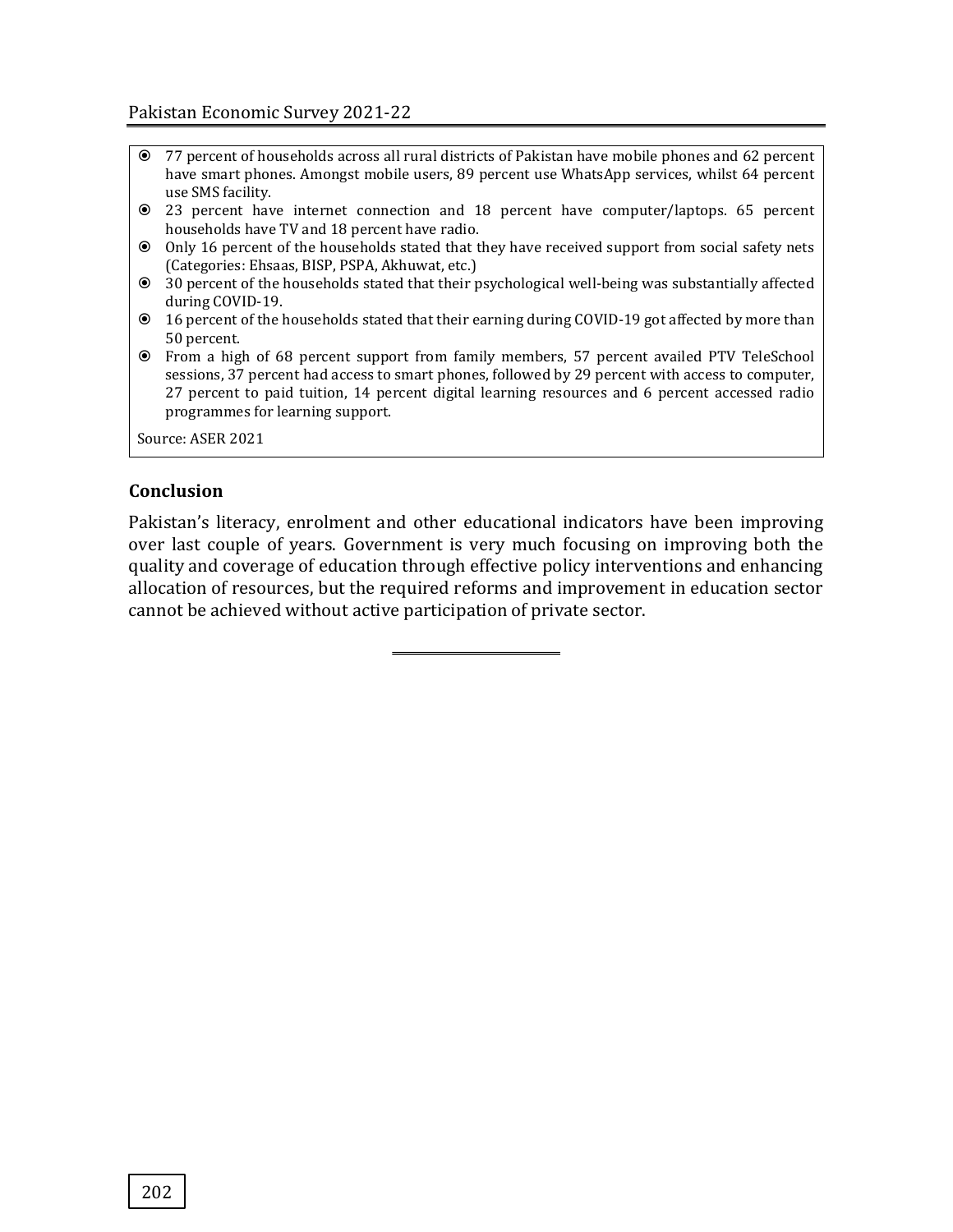- 77 percent of households across all rural districts of Pakistan have mobile phones and 62 percent have smart phones. Amongst mobile users, 89 percent use WhatsApp services, whilst 64 percent use SMS facility.
- 23 percent have internet connection and 18 percent have computer/laptops. 65 percent households have TV and 18 percent have radio.
- Only 16 percent of the households stated that they have received support from social safety nets (Categories: Ehsaas, BISP, PSPA, Akhuwat, etc.)
- 30 percent of the households stated that their psychological well-being was substantially affected during COVID-19.
- 16 percent of the households stated that their earning during COVID-19 got affected by more than 50 percent.
- From a high of 68 percent support from family members, 57 percent availed PTV TeleSchool sessions, 37 percent had access to smart phones, followed by 29 percent with access to computer, 27 percent to paid tuition, 14 percent digital learning resources and 6 percent accessed radio programmes for learning support.

Source: ASER 2021

## Conclusion

Pakistan's literacy, enrolment and other educational indicators have been improving over last couple of years. Government is very much focusing on improving both the quality and coverage of education through effective policy interventions and enhancing allocation of resources, but the required reforms and improvement in education sector cannot be achieved without active participation of private sector.